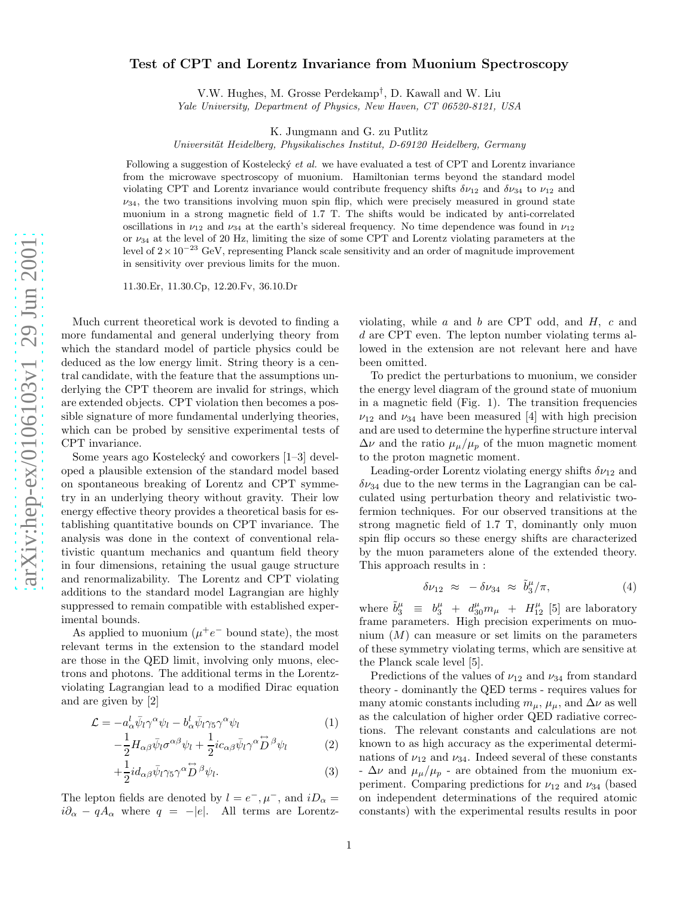# Test of CPT and Lorentz Invariance from Muonium Spectroscopy

V.W. Hughes, M. Grosse Perdekamp[†], D. Kawall and W. Liu

*Yale University, Department of Physics, New Haven, CT 06520-8121, USA*

K. Jungmann and G. zu Putlitz

*Universität Heidelberg, Physikalisches Institut, D-69120 Heidelberg, Germany*

Following a suggestion of Kostelecký *et al.* we have evaluated a test of CPT and Lorentz invariance from the microwave spectroscopy of muonium. Hamiltonian terms beyond the standard model violating CPT and Lorentz invariance would contribute frequency shifts $\delta\nu_{12}$ and $\delta\nu_{34}$ to $\nu_{12}$ and $\nu_{34}$, the two transitions involving muon spin flip, which were precisely measured in ground state muonium in a strong magnetic field of 1.7 T. The shifts would be indicated by anti-correlated oscillations in $\nu_{12}$ and $\nu_{34}$ at the earth's sidereal frequency. No time dependence was found in $\nu_{12}$ or $\nu_{34}$ at the level of 20 Hz, limiting the size of some CPT and Lorentz violating parameters at the level of $2\times10^{-23}$ GeV, representing Planck scale sensitivity and an order of magnitude improvement in sensitivity over previous limits for the muon.

11.30.Er, 11.30.Cp, 12.20.Fv, 36.10.Dr

Much current theoretical work is devoted to finding a more fundamental and general underlying theory from which the standard model of particle physics could be deduced as the low energy limit. String theory is a central candidate, with the feature that the assumptions underlying the CPT theorem are invalid for strings, which are extended objects. CPT violation then becomes a possible signature of more fundamental underlying theories, which can be probed by sensitive experimental tests of CPT invariance.

Some years ago Kostelecký and coworkers [1–3] developed a plausible extension of the standard model based on spontaneous breaking of Lorentz and CPT symmetry in an underlying theory without gravity. Their low energy effective theory provides a theoretical basis for establishing quantitative bounds on CPT invariance. The analysis was done in the context of conventional relativistic quantum mechanics and quantum field theory in four dimensions, retaining the usual gauge structure and renormalizability. The Lorentz and CPT violating additions to the standard model Lagrangian are highly suppressed to remain compatible with established experimental bounds.

As applied to muonium ($\mu^+e^-$ bound state), the most relevant terms in the extension to the standard model are those in the QED limit, involving only muons, electrons and photons. The additional terms in the Lorentz-violating Lagrangian lead to a modified Dirac equation and are given by [2]

$$\mathcal{L} = -a^l_\alpha \bar{\psi}_l \gamma^\alpha \psi_l - b^l_\alpha \bar{\psi}_l \gamma_5 \gamma^\alpha \psi_l \tag{1}$$

$$-\frac{1}{2} H_{\alpha\beta} \bar{\psi}_l \sigma^{\alpha\beta} \psi_l + \frac{1}{2} i c_{\alpha\beta} \bar{\psi}_l \gamma^\alpha \overleftrightarrow{D}^\beta \psi_l \tag{2}$$

$$+\frac{1}{2} i d_{\alpha\beta} \bar{\psi}_l \gamma_5 \gamma^\alpha \overleftrightarrow{D}^\beta \psi_l. \tag{3}$$

The lepton fields are denoted by $l = e^-, \mu^-$, and $iD_\alpha = i\partial_\alpha - qA_\alpha$ where $q = -|e|$. All terms are Lorentz-violating, while $a$ and $b$ are CPT odd, and $H$, $c$ and $d$ are CPT even. The lepton number violating terms allowed in the extension are not relevant here and have been omitted.

To predict the perturbations to muonium, we consider the energy level diagram of the ground state of muonium in a magnetic field (Fig. 1). The transition frequencies $\nu_{12}$ and $\nu_{34}$ have been measured [4] with high precision and are used to determine the hyperfine structure interval $\Delta\nu$ and the ratio $\mu_\mu/\mu_p$ of the muon magnetic moment to the proton magnetic moment.

Leading-order Lorentz violating energy shifts $\delta\nu_{12}$ and $\delta\nu_{34}$ due to the new terms in the Lagrangian can be calculated using perturbation theory and relativistic two-fermion techniques. For our observed transitions at the strong magnetic field of 1.7 T, dominantly only muon spin flip occurs so these energy shifts are characterized by the muon parameters alone of the extended theory. This approach results in :

$$\delta\nu_{12} \approx -\delta\nu_{34} \approx \tilde{b}^\mu_3/\pi, \tag{4}$$

where $\tilde{b}^\mu_3 \equiv b^\mu_3 + d^\mu_{30} m_\mu + H^\mu_{12}$ [5] are laboratory frame parameters. High precision experiments on muonium ($M$) can measure or set limits on the parameters of these symmetry violating terms, which are sensitive at the Planck scale level [5].

Predictions of the values of $\nu_{12}$ and $\nu_{34}$ from standard theory - dominantly the QED terms - requires values for many atomic constants including $m_\mu$, $\mu_\mu$, and $\Delta\nu$ as well as the calculation of higher order QED radiative corrections. The relevant constants and calculations are not known to as high accuracy as the experimental determinations of $\nu_{12}$ and $\nu_{34}$. Indeed several of these constants - $\Delta\nu$ and $\mu_\mu/\mu_p$ - are obtained from the muonium experiment. Comparing predictions for $\nu_{12}$ and $\nu_{34}$ (based on independent determinations of the required atomic constants) with the experimental results results in poor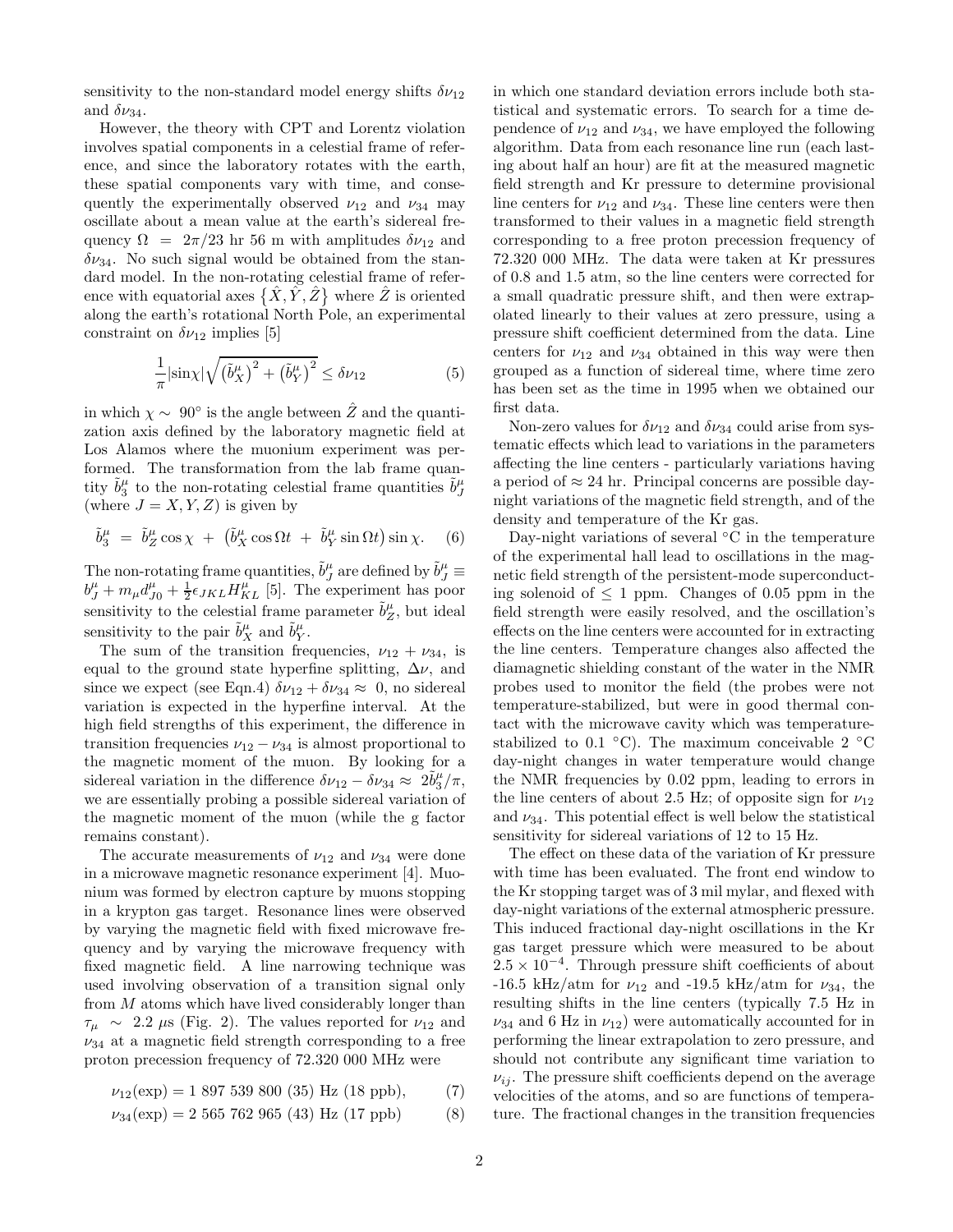sensitivity to the non-standard model energy shifts $\delta\nu_{12}$ and $\delta\nu_{34}$.

However, the theory with CPT and Lorentz violation involves spatial components in a celestial frame of reference, and since the laboratory rotates with the earth, these spatial components vary with time, and consequently the experimentally observed $\nu_{12}$ and $\nu_{34}$ may oscillate about a mean value at the earth's sidereal frequency $\Omega = 2\pi/23$ hr 56 m with amplitudes $\delta\nu_{12}$ and $\delta\nu_{34}$. No such signal would be obtained from the standard model. In the non-rotating celestial frame of reference with equatorial axes $\{\hat{X}, \hat{Y}, \hat{Z}\}$ where $\hat{Z}$ is oriented along the earth's rotational North Pole, an experimental constraint on $\delta\nu_{12}$ implies [5]

$$\frac{1}{\pi}|\sin\chi|\sqrt{\left(\tilde{b}^{\mu}_X\right)^2 + \left(\tilde{b}^{\mu}_Y\right)^2} \leq \delta\nu_{12} \tag{5}$$

in which $\chi \sim 90^\circ$ is the angle between $\hat{Z}$ and the quantization axis defined by the laboratory magnetic field at Los Alamos where the muonium experiment was performed. The transformation from the lab frame quantity $\tilde{b}^{\mu}_3$ to the non-rotating celestial frame quantities $\tilde{b}^{\mu}_J$ (where $J = X, Y, Z$) is given by

$$\tilde{b}^{\mu}_3 \;=\; \tilde{b}^{\mu}_Z \cos\chi \;+\; \left(\tilde{b}^{\mu}_X \cos\Omega t \;+\; \tilde{b}^{\mu}_Y \sin\Omega t\right)\sin\chi. \tag{6}$$

The non-rotating frame quantities, $\tilde{b}^{\mu}_J$ are defined by $\tilde{b}^{\mu}_J \equiv b^{\mu}_J + m_\mu d^{\mu}_{J0} + \frac{1}{2}\epsilon_{JKL}H^{\mu}_{KL}$ [5]. The experiment has poor sensitivity to the celestial frame parameter $\tilde{b}^{\mu}_Z$, but ideal sensitivity to the pair $\tilde{b}^{\mu}_X$ and $\tilde{b}^{\mu}_Y$.

The sum of the transition frequencies, $\nu_{12} + \nu_{34}$, is equal to the ground state hyperfine splitting, $\Delta\nu$, and since we expect (see Eqn.4) $\delta\nu_{12} + \delta\nu_{34} \approx 0$, no sidereal variation is expected in the hyperfine interval. At the high field strengths of this experiment, the difference in transition frequencies $\nu_{12} - \nu_{34}$ is almost proportional to the magnetic moment of the muon. By looking for a sidereal variation in the difference $\delta\nu_{12} - \delta\nu_{34} \approx 2\tilde{b}^{\mu}_3/\pi$, we are essentially probing a possible sidereal variation of the magnetic moment of the muon (while the g factor remains constant).

The accurate measurements of $\nu_{12}$ and $\nu_{34}$ were done in a microwave magnetic resonance experiment [4]. Muonium was formed by electron capture by muons stopping in a krypton gas target. Resonance lines were observed by varying the magnetic field with fixed microwave frequency and by varying the microwave frequency with fixed magnetic field. A line narrowing technique was used involving observation of a transition signal only from $M$ atoms which have lived considerably longer than $\tau_\mu \sim 2.2\ \mu$s (Fig. 2). The values reported for $\nu_{12}$ and $\nu_{34}$ at a magnetic field strength corresponding to a free proton precession frequency of 72.320 000 MHz were

$$\nu_{12}(\mathrm{exp}) = 1\ 897\ 539\ 800\ (35)\ \mathrm{Hz}\ (18\ \mathrm{ppb}), \tag{7}$$

$$\nu_{34}(\mathrm{exp}) = 2\ 565\ 762\ 965\ (43)\ \mathrm{Hz}\ (17\ \mathrm{ppb}) \tag{8}$$

in which one standard deviation errors include both statistical and systematic errors. To search for a time dependence of $\nu_{12}$ and $\nu_{34}$, we have employed the following algorithm. Data from each resonance line run (each lasting about half an hour) are fit at the measured magnetic field strength and Kr pressure to determine provisional line centers for $\nu_{12}$ and $\nu_{34}$. These line centers were then transformed to their values in a magnetic field strength corresponding to a free proton precession frequency of 72.320 000 MHz. The data were taken at Kr pressures of 0.8 and 1.5 atm, so the line centers were corrected for a small quadratic pressure shift, and then were extrapolated linearly to their values at zero pressure, using a pressure shift coefficient determined from the data. Line centers for $\nu_{12}$ and $\nu_{34}$ obtained in this way were then grouped as a function of sidereal time, where time zero has been set as the time in 1995 when we obtained our first data.

Non-zero values for $\delta\nu_{12}$ and $\delta\nu_{34}$ could arise from systematic effects which lead to variations in the parameters affecting the line centers - particularly variations having a period of $\approx 24$ hr. Principal concerns are possible day-night variations of the magnetic field strength, and of the density and temperature of the Kr gas.

Day-night variations of several °C in the temperature of the experimental hall lead to oscillations in the magnetic field strength of the persistent-mode superconducting solenoid of $\leq 1$ ppm. Changes of 0.05 ppm in the field strength were easily resolved, and the oscillation's effects on the line centers were accounted for in extracting the line centers. Temperature changes also affected the diamagnetic shielding constant of the water in the NMR probes used to monitor the field (the probes were not temperature-stabilized, but were in good thermal contact with the microwave cavity which was temperature-stabilized to 0.1 °C). The maximum conceivable 2 °C day-night changes in water temperature would change the NMR frequencies by 0.02 ppm, leading to errors in the line centers of about 2.5 Hz; of opposite sign for $\nu_{12}$ and $\nu_{34}$. This potential effect is well below the statistical sensitivity for sidereal variations of 12 to 15 Hz.

The effect on these data of the variation of Kr pressure with time has been evaluated. The front end window to the Kr stopping target was of 3 mil mylar, and flexed with day-night variations of the external atmospheric pressure. This induced fractional day-night oscillations in the Kr gas target pressure which were measured to be about $2.5 \times 10^{-4}$. Through pressure shift coefficients of about -16.5 kHz/atm for $\nu_{12}$ and -19.5 kHz/atm for $\nu_{34}$, the resulting shifts in the line centers (typically 7.5 Hz in $\nu_{34}$ and 6 Hz in $\nu_{12}$) were automatically accounted for in performing the linear extrapolation to zero pressure, and should not contribute any significant time variation to $\nu_{ij}$. The pressure shift coefficients depend on the average velocities of the atoms, and so are functions of temperature. The fractional changes in the transition frequencies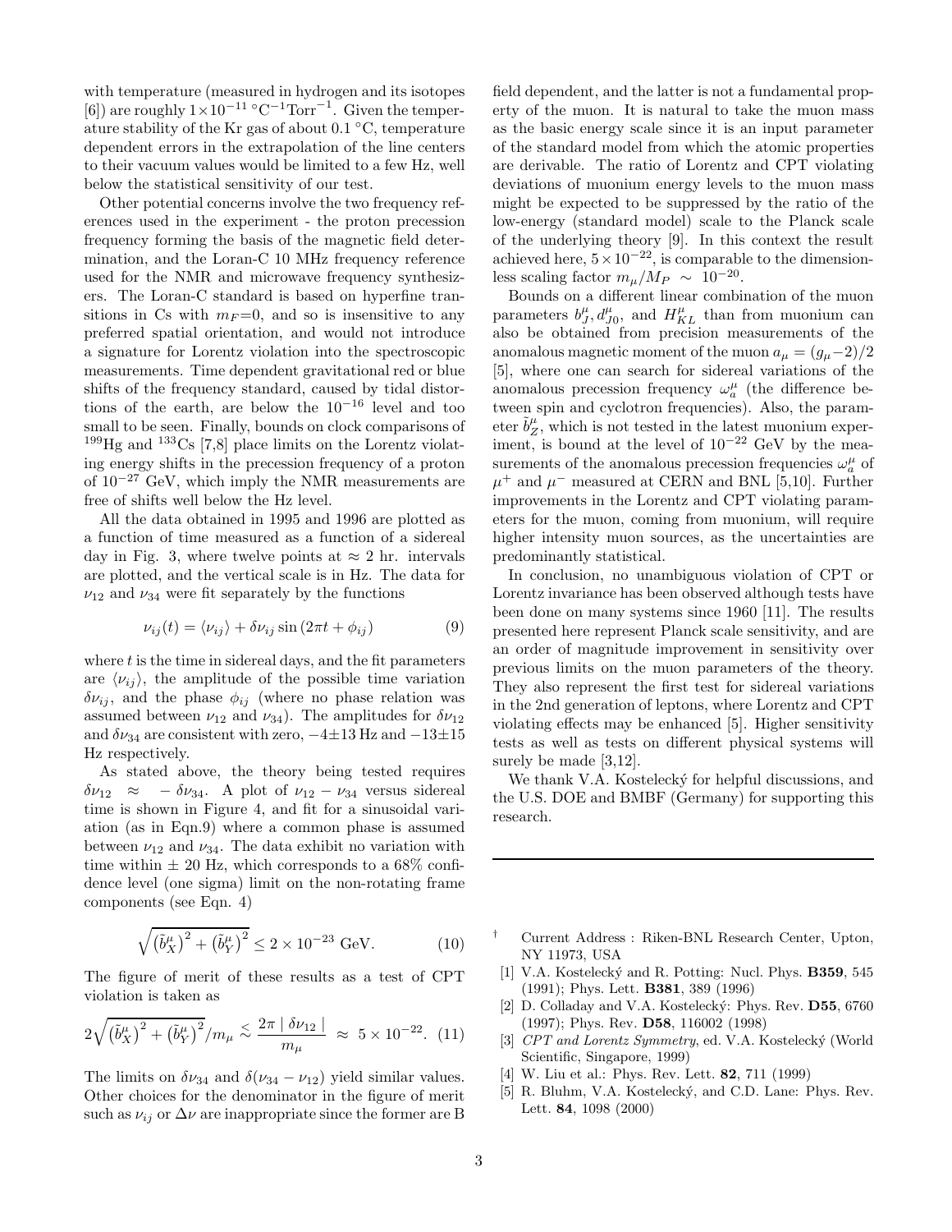with temperature (measured in hydrogen and its isotopes [6]) are roughly $1\times10^{-11}\,^{\circ}\mathrm{C}^{-1}\mathrm{Torr}^{-1}$. Given the temperature stability of the Kr gas of about 0.1 °C, temperature dependent errors in the extrapolation of the line centers to their vacuum values would be limited to a few Hz, well below the statistical sensitivity of our test.

Other potential concerns involve the two frequency references used in the experiment - the proton precession frequency forming the basis of the magnetic field determination, and the Loran-C 10 MHz frequency reference used for the NMR and microwave frequency synthesizers. The Loran-C standard is based on hyperfine transitions in Cs with $m_F$=0, and so is insensitive to any preferred spatial orientation, and would not introduce a signature for Lorentz violation into the spectroscopic measurements. Time dependent gravitational red or blue shifts of the frequency standard, caused by tidal distortions of the earth, are below the $10^{-16}$ level and too small to be seen. Finally, bounds on clock comparisons of $^{199}$Hg and $^{133}$Cs [7,8] place limits on the Lorentz violating energy shifts in the precession frequency of a proton of $10^{-27}$ GeV, which imply the NMR measurements are free of shifts well below the Hz level.

All the data obtained in 1995 and 1996 are plotted as a function of time measured as a function of a sidereal day in Fig. 3, where twelve points at $\approx 2$ hr. intervals are plotted, and the vertical scale is in Hz. The data for $\nu_{12}$ and $\nu_{34}$ were fit separately by the functions

$$\nu_{ij}(t) = \langle \nu_{ij} \rangle + \delta\nu_{ij} \sin(2\pi t + \phi_{ij}) \qquad (9)$$

where $t$ is the time in sidereal days, and the fit parameters are $\langle \nu_{ij} \rangle$, the amplitude of the possible time variation $\delta\nu_{ij}$, and the phase $\phi_{ij}$ (where no phase relation was assumed between $\nu_{12}$ and $\nu_{34}$). The amplitudes for $\delta\nu_{12}$ and $\delta\nu_{34}$ are consistent with zero, $-4\pm13$ Hz and $-13\pm15$ Hz respectively.

As stated above, the theory being tested requires $\delta\nu_{12} \approx -\delta\nu_{34}$. A plot of $\nu_{12} - \nu_{34}$ versus sidereal time is shown in Figure 4, and fit for a sinusoidal variation (as in Eqn.9) where a common phase is assumed between $\nu_{12}$ and $\nu_{34}$. The data exhibit no variation with time within $\pm$ 20 Hz, which corresponds to a 68% confidence level (one sigma) limit on the non-rotating frame components (see Eqn. 4)

$$\sqrt{\left(\tilde{b}^{\mu}_{X}\right)^2 + \left(\tilde{b}^{\mu}_{Y}\right)^2} \leq 2\times10^{-23}\ \mathrm{GeV}. \qquad (10)$$

The figure of merit of these results as a test of CPT violation is taken as

$$2\sqrt{\left(\tilde{b}^{\mu}_{X}\right)^2 + \left(\tilde{b}^{\mu}_{Y}\right)^2}/m_\mu \lesssim \frac{2\pi \mid \delta\nu_{12} \mid}{m_\mu} \approx 5\times10^{-22}. \quad (11)$$

The limits on $\delta\nu_{34}$ and $\delta(\nu_{34} - \nu_{12})$ yield similar values. Other choices for the denominator in the figure of merit such as $\nu_{ij}$ or $\Delta\nu$ are inappropriate since the former are B field dependent, and the latter is not a fundamental property of the muon. It is natural to take the muon mass as the basic energy scale since it is an input parameter of the standard model from which the atomic properties are derivable. The ratio of Lorentz and CPT violating deviations of muonium energy levels to the muon mass might be expected to be suppressed by the ratio of the low-energy (standard model) scale to the Planck scale of the underlying theory [9]. In this context the result achieved here, $5\times10^{-22}$, is comparable to the dimensionless scaling factor $m_\mu/M_P \sim 10^{-20}$.

Bounds on a different linear combination of the muon parameters $b^{\mu}_{J}, d^{\mu}_{J0}$, and $H^{\mu}_{KL}$ than from muonium can also be obtained from precision measurements of the anomalous magnetic moment of the muon $a_\mu = (g_\mu - 2)/2$ [5], where one can search for sidereal variations of the anomalous precession frequency $\omega^{\mu}_{a}$ (the difference between spin and cyclotron frequencies). Also, the parameter $\tilde{b}^{\mu}_{Z}$, which is not tested in the latest muonium experiment, is bound at the level of $10^{-22}$ GeV by the measurements of the anomalous precession frequencies $\omega^{\mu}_{a}$ of $\mu^+$ and $\mu^-$ measured at CERN and BNL [5,10]. Further improvements in the Lorentz and CPT violating parameters for the muon, coming from muonium, will require higher intensity muon sources, as the uncertainties are predominantly statistical.

In conclusion, no unambiguous violation of CPT or Lorentz invariance has been observed although tests have been done on many systems since 1960 [11]. The results presented here represent Planck scale sensitivity, and are an order of magnitude improvement in sensitivity over previous limits on the muon parameters of the theory. They also represent the first test for sidereal variations in the 2nd generation of leptons, where Lorentz and CPT violating effects may be enhanced [5]. Higher sensitivity tests as well as tests on different physical systems will surely be made [3,12].

We thank V.A. Kostelecký for helpful discussions, and the U.S. DOE and BMBF (Germany) for supporting this research.

---

† Current Address : Riken-BNL Research Center, Upton, NY 11973, USA

[1] V.A. Kostelecký and R. Potting: Nucl. Phys. **B359**, 545 (1991); Phys. Lett. **B381**, 389 (1996)

[2] D. Colladay and V.A. Kostelecký: Phys. Rev. **D55**, 6760 (1997); Phys. Rev. **D58**, 116002 (1998)

[3] *CPT and Lorentz Symmetry*, ed. V.A. Kostelecký (World Scientific, Singapore, 1999)

[4] W. Liu et al.: Phys. Rev. Lett. **82**, 711 (1999)

[5] R. Bluhm, V.A. Kostelecký, and C.D. Lane: Phys. Rev. Lett. **84**, 1098 (2000)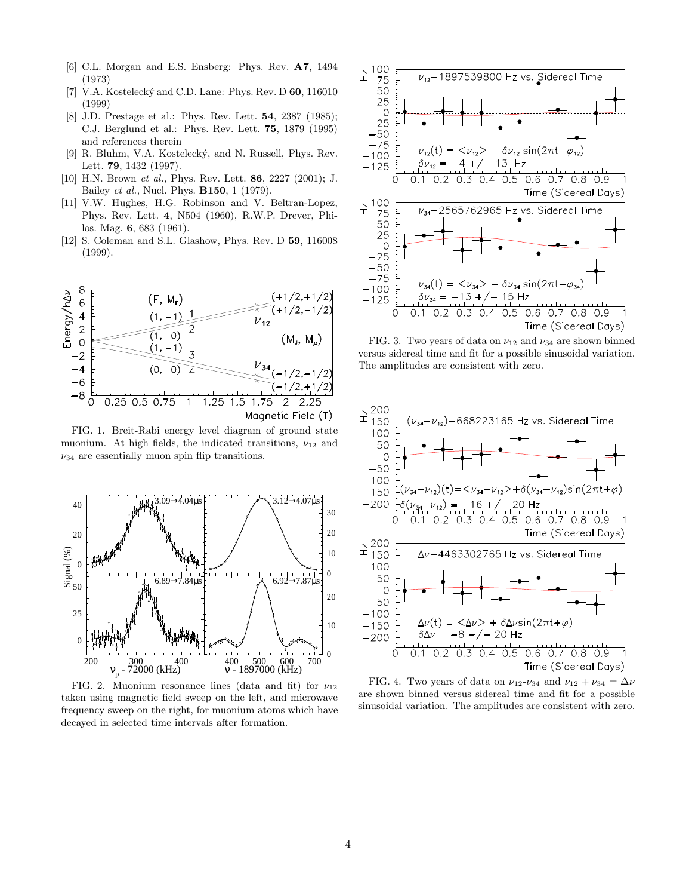[6] C.L. Morgan and E.S. Ensberg: Phys. Rev. **A7**, 1494 (1973)

[7] V.A. Kostelecký and C.D. Lane: Phys. Rev. D **60**, 116010 (1999)

[8] J.D. Prestage et al.: Phys. Rev. Lett. **54**, 2387 (1985); C.J. Berglund et al.: Phys. Rev. Lett. **75**, 1879 (1995) and references therein

[9] R. Bluhm, V.A. Kostelecký, and N. Russell, Phys. Rev. Lett. **79**, 1432 (1997).

[10] H.N. Brown *et al.*, Phys. Rev. Lett. **86**, 2227 (2001); J. Bailey *et al.*, Nucl. Phys. **B150**, 1 (1979).

[11] V.W. Hughes, H.G. Robinson and V. Beltran-Lopez, Phys. Rev. Lett. **4**, N504 (1960), R.W.P. Drever, Philos. Mag. **6**, 683 (1961).

[12] S. Coleman and S.L. Glashow, Phys. Rev. D **59**, 116008 (1999).

Energy/hΔν
(F, M_F)
(1, +1) 1
(1, 0) 2
(1, −1) 3
(0, 0) 4
(+1/2,+1/2)
(+1/2,−1/2)
(M_J, M_μ)
(−1/2,−1/2)
(−1/2,+1/2)
$\nu_{12}$
$\nu_{34}$
Magnetic Field (T)

FIG. 1. Breit-Rabi energy level diagram of ground state muonium. At high fields, the indicated transitions, $\nu_{12}$ and $\nu_{34}$ are essentially muon spin flip transitions.

Signal (%)
3.09→4.04μs
3.12→4.07μs
6.89→7.84μs
6.92→7.87μs
$\nu_p$ - 72000 (kHz)
ν - 1897000 (kHz)

FIG. 2. Muonium resonance lines (data and fit) for $\nu_{12}$ taken using magnetic field sweep on the left, and microwave frequency sweep on the right, for muonium atoms which have decayed in selected time intervals after formation.

$\nu_{12}$−1897539800 Hz vs. Sidereal Time
$\nu_{12}(t) = <\nu_{12}> + \delta\nu_{12} \sin(2\pi t+\varphi_{12})$
$\delta\nu_{12}$ = −4 +/− 13 Hz
Time (Sidereal Days)

$\nu_{34}$−2565762965 Hz vs. Sidereal Time
$\nu_{34}(t) = <\nu_{34}> + \delta\nu_{34} \sin(2\pi t+\varphi_{34})$
$\delta\nu_{34}$ = −13 +/− 15 Hz
Time (Sidereal Days)

FIG. 3. Two years of data on $\nu_{12}$ and $\nu_{34}$ are shown binned versus sidereal time and fit for a possible sinusoidal variation. The amplitudes are consistent with zero.

($\nu_{34}$−$\nu_{12}$)−668223165 Hz vs. Sidereal Time
$(\nu_{34}-\nu_{12})(t)=<\nu_{34}-\nu_{12}>+\delta(\nu_{34}-\nu_{12})\sin(2\pi t+\varphi)$
$\delta(\nu_{34}-\nu_{12})$ = −16 +/− 20 Hz
Time (Sidereal Days)

Δν−4463302765 Hz vs. Sidereal Time
$\Delta\nu(t) = <\Delta\nu> + \delta\Delta\nu \sin(2\pi t+\varphi)$
δΔν = −8 +/− 20 Hz
Time (Sidereal Days)

FIG. 4. Two years of data on $\nu_{12}$-$\nu_{34}$ and $\nu_{12} + \nu_{34} = \Delta\nu$ are shown binned versus sidereal time and fit for a possible sinusoidal variation. The amplitudes are consistent with zero.